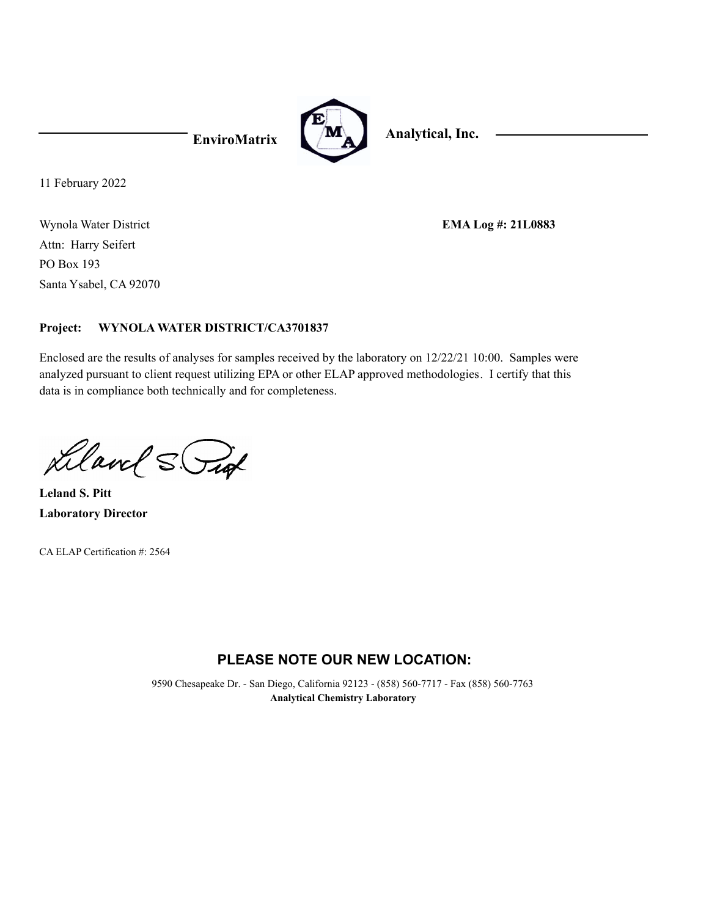**EnviroMatrix Analytical, Inc.**

11 February 2022

Wynola Water District
Attn: Harry Seifert
PO Box 193
Santa Ysabel, CA 92070

**EMA Log #: 21L0883**

**Project: WYNOLA WATER DISTRICT/CA3701837**

Enclosed are the results of analyses for samples received by the laboratory on 12/22/21 10:00. Samples were analyzed pursuant to client request utilizing EPA or other ELAP approved methodologies. I certify that this data is in compliance both technically and for completeness.

**Leland S. Pitt**
**Laboratory Director**

CA ELAP Certification #: 2564

## PLEASE NOTE OUR NEW LOCATION:

9590 Chesapeake Dr. - San Diego, California 92123 - (858) 560-7717 - Fax (858) 560-7763
**Analytical Chemistry Laboratory**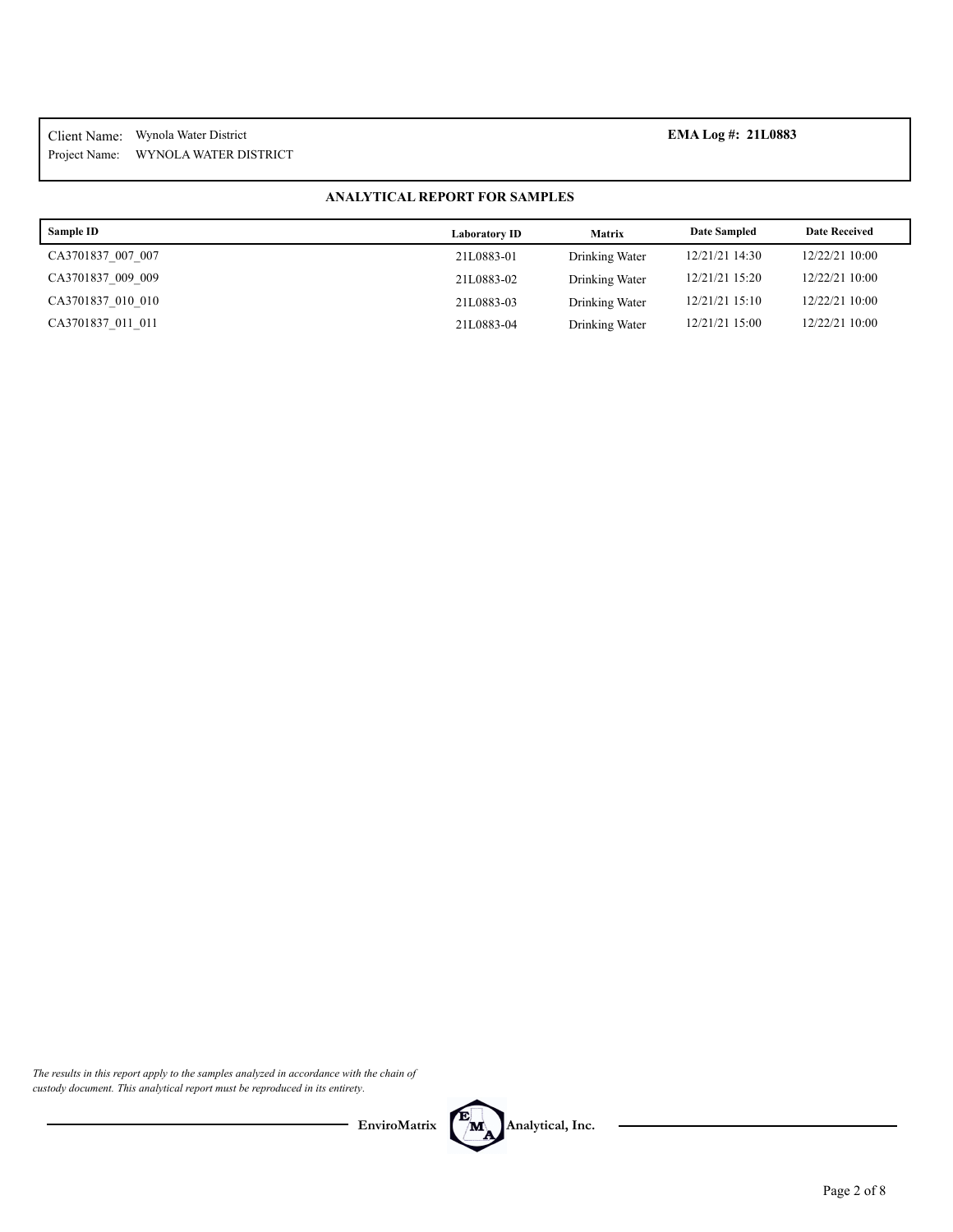Client Name: Wynola Water District

Project Name: WYNOLA WATER DISTRICT

**EMA Log #: 21L0883**

**ANALYTICAL REPORT FOR SAMPLES**

| Sample ID | Laboratory ID | Matrix | Date Sampled | Date Received |
| --- | --- | --- | --- | --- |
| CA3701837_007_007 | 21L0883-01 | Drinking Water | 12/21/21 14:30 | 12/22/21 10:00 |
| CA3701837_009_009 | 21L0883-02 | Drinking Water | 12/21/21 15:20 | 12/22/21 10:00 |
| CA3701837_010_010 | 21L0883-03 | Drinking Water | 12/21/21 15:10 | 12/22/21 10:00 |
| CA3701837_011_011 | 21L0883-04 | Drinking Water | 12/21/21 15:00 | 12/22/21 10:00 |

*The results in this report apply to the samples analyzed in accordance with the chain of custody document. This analytical report must be reproduced in its entirety.*

**EnviroMatrix Analytical, Inc.**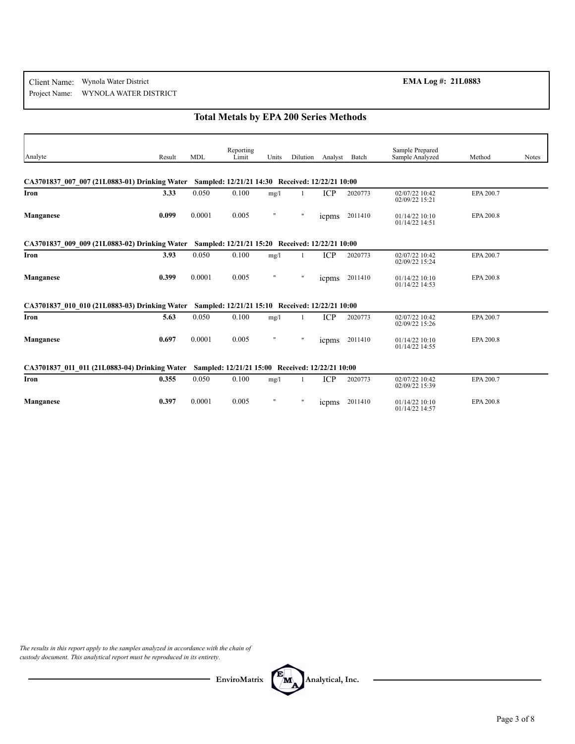Client Name: Wynola Water District
Project Name: WYNOLA WATER DISTRICT

**EMA Log #: 21L0883**

## Total Metals by EPA 200 Series Methods

| Analyte | Result | MDL | Reporting Limit | Units | Dilution | Analyst | Batch | Sample Prepared / Sample Analyzed | Method | Notes |
|---|---|---|---|---|---|---|---|---|---|---|
| **CA3701837_007_007 (21L0883-01) Drinking Water** | **Sampled: 12/21/21 14:30** | **Received: 12/22/21 10:00** | | | | | | | | |
| **Iron** | **3.33** | 0.050 | 0.100 | mg/l | 1 | ICP | 2020773 | 02/07/22 10:42 / 02/09/22 15:21 | EPA 200.7 | |
| **Manganese** | **0.099** | 0.0001 | 0.005 | " | " | icpms | 2011410 | 01/14/22 10:10 / 01/14/22 14:51 | EPA 200.8 | |
| **CA3701837_009_009 (21L0883-02) Drinking Water** | **Sampled: 12/21/21 15:20** | **Received: 12/22/21 10:00** | | | | | | | | |
| **Iron** | **3.93** | 0.050 | 0.100 | mg/l | 1 | ICP | 2020773 | 02/07/22 10:42 / 02/09/22 15:24 | EPA 200.7 | |
| **Manganese** | **0.399** | 0.0001 | 0.005 | " | " | icpms | 2011410 | 01/14/22 10:10 / 01/14/22 14:53 | EPA 200.8 | |
| **CA3701837_010_010 (21L0883-03) Drinking Water** | **Sampled: 12/21/21 15:10** | **Received: 12/22/21 10:00** | | | | | | | | |
| **Iron** | **5.63** | 0.050 | 0.100 | mg/l | 1 | ICP | 2020773 | 02/07/22 10:42 / 02/09/22 15:26 | EPA 200.7 | |
| **Manganese** | **0.697** | 0.0001 | 0.005 | " | " | icpms | 2011410 | 01/14/22 10:10 / 01/14/22 14:55 | EPA 200.8 | |
| **CA3701837_011_011 (21L0883-04) Drinking Water** | **Sampled: 12/21/21 15:00** | **Received: 12/22/21 10:00** | | | | | | | | |
| **Iron** | **0.355** | 0.050 | 0.100 | mg/l | 1 | ICP | 2020773 | 02/07/22 10:42 / 02/09/22 15:39 | EPA 200.7 | |
| **Manganese** | **0.397** | 0.0001 | 0.005 | " | " | icpms | 2011410 | 01/14/22 10:10 / 01/14/22 14:57 | EPA 200.8 | |

*The results in this report apply to the samples analyzed in accordance with the chain of custody document. This analytical report must be reproduced in its entirety.*

**EnviroMatrix Analytical, Inc.**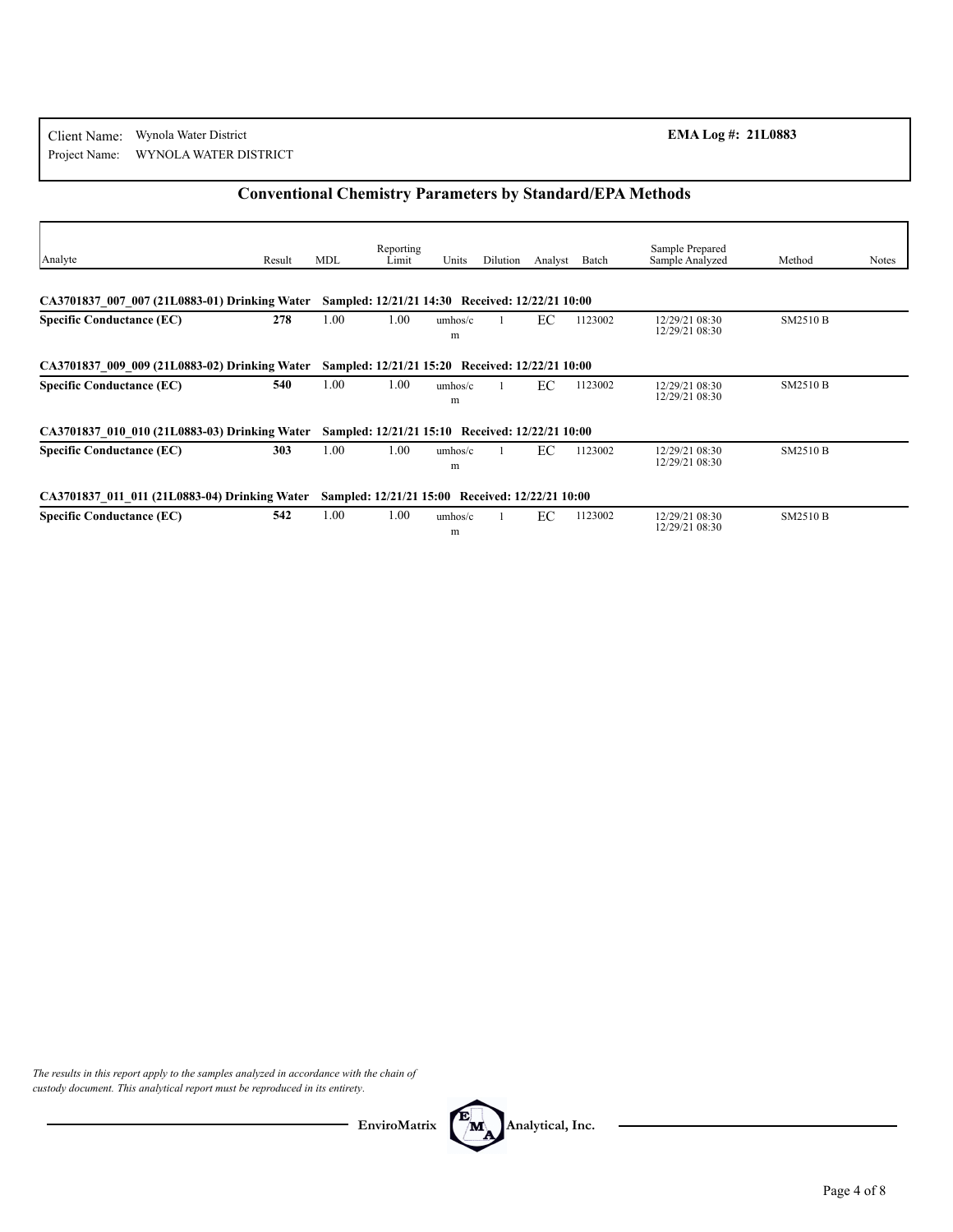Client Name: Wynola Water District

Project Name: WYNOLA WATER DISTRICT

**EMA Log #: 21L0883**

## Conventional Chemistry Parameters by Standard/EPA Methods

| Analyte | Result | MDL | Reporting Limit | Units | Dilution | Analyst | Batch | Sample Prepared / Sample Analyzed | Method | Notes |
|---|---|---|---|---|---|---|---|---|---|---|
| **CA3701837_007_007 (21L0883-01) Drinking Water** | **Sampled: 12/21/21 14:30** | | **Received: 12/22/21 10:00** | | | | | | | |
| **Specific Conductance (EC)** | **278** | 1.00 | 1.00 | umhos/cm | 1 | EC | 1123002 | 12/29/21 08:30 / 12/29/21 08:30 | SM2510 B | |
| **CA3701837_009_009 (21L0883-02) Drinking Water** | **Sampled: 12/21/21 15:20** | | **Received: 12/22/21 10:00** | | | | | | | |
| **Specific Conductance (EC)** | **540** | 1.00 | 1.00 | umhos/cm | 1 | EC | 1123002 | 12/29/21 08:30 / 12/29/21 08:30 | SM2510 B | |
| **CA3701837_010_010 (21L0883-03) Drinking Water** | **Sampled: 12/21/21 15:10** | | **Received: 12/22/21 10:00** | | | | | | | |
| **Specific Conductance (EC)** | **303** | 1.00 | 1.00 | umhos/cm | 1 | EC | 1123002 | 12/29/21 08:30 / 12/29/21 08:30 | SM2510 B | |
| **CA3701837_011_011 (21L0883-04) Drinking Water** | **Sampled: 12/21/21 15:00** | | **Received: 12/22/21 10:00** | | | | | | | |
| **Specific Conductance (EC)** | **542** | 1.00 | 1.00 | umhos/cm | 1 | EC | 1123002 | 12/29/21 08:30 / 12/29/21 08:30 | SM2510 B | |

*The results in this report apply to the samples analyzed in accordance with the chain of custody document. This analytical report must be reproduced in its entirety.*

EnviroMatrix Analytical, Inc.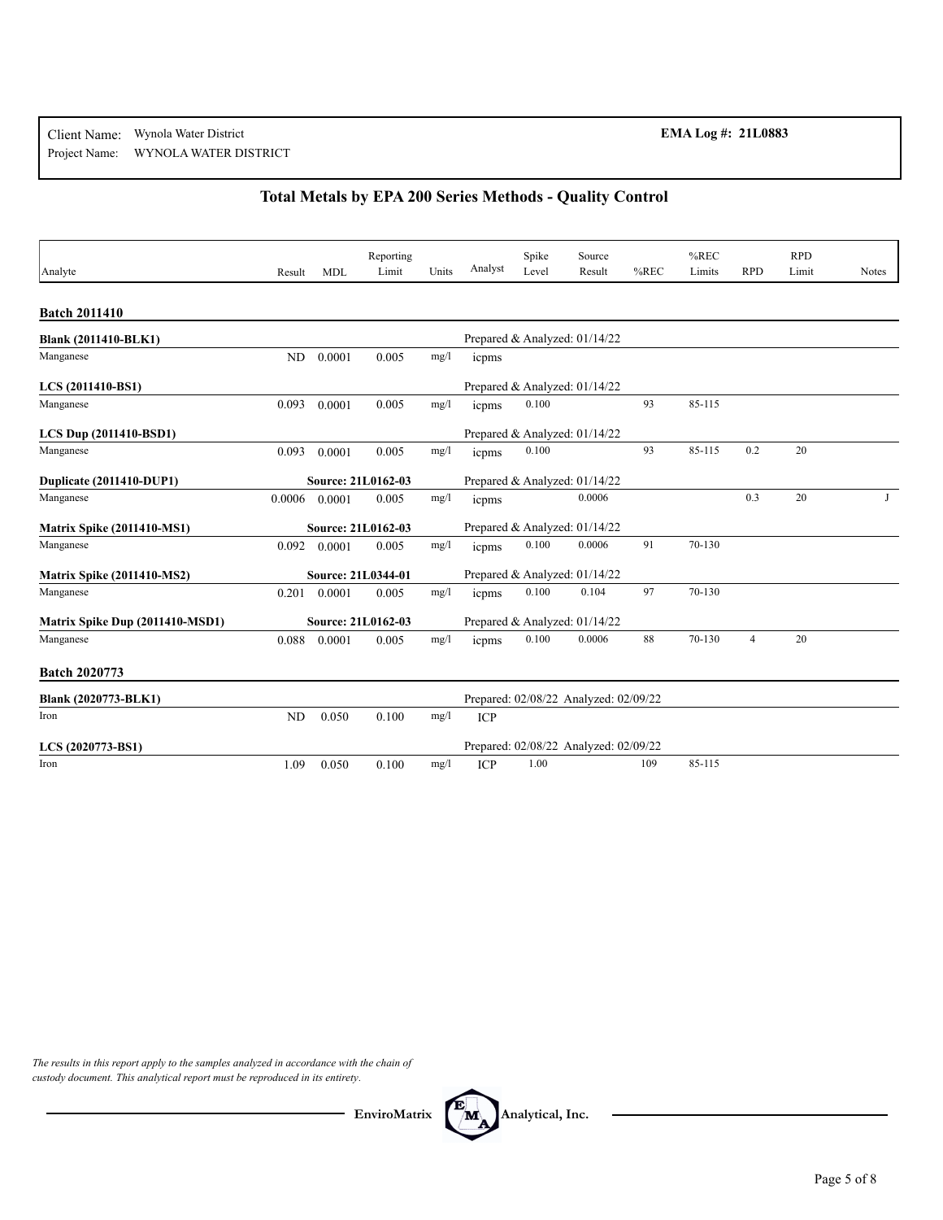Client Name: Wynola Water District
Project Name: WYNOLA WATER DISTRICT

**EMA Log #: 21L0883**

## Total Metals by EPA 200 Series Methods - Quality Control

| Analyte | Result | MDL | Reporting Limit | Units | Analyst | Spike Level | Source Result | %REC | %REC Limits | RPD | RPD Limit | Notes |
|---|---|---|---|---|---|---|---|---|---|---|---|---|
| **Batch 2011410** | | | | | | | | | | | | |
| **Blank (2011410-BLK1)** | | | | | Prepared & Analyzed: 01/14/22 | | | | | | | |
| Manganese | ND | 0.0001 | 0.005 | mg/l | icpms | | | | | | | |
| **LCS (2011410-BS1)** | | | | | Prepared & Analyzed: 01/14/22 | | | | | | | |
| Manganese | 0.093 | 0.0001 | 0.005 | mg/l | icpms | 0.100 | | 93 | 85-115 | | | |
| **LCS Dup (2011410-BSD1)** | | | | | Prepared & Analyzed: 01/14/22 | | | | | | | |
| Manganese | 0.093 | 0.0001 | 0.005 | mg/l | icpms | 0.100 | | 93 | 85-115 | 0.2 | 20 | |
| **Duplicate (2011410-DUP1)** | | **Source: 21L0162-03** | | | Prepared & Analyzed: 01/14/22 | | | | | | | |
| Manganese | 0.0006 | 0.0001 | 0.005 | mg/l | icpms | | 0.0006 | | | 0.3 | 20 | J |
| **Matrix Spike (2011410-MS1)** | | **Source: 21L0162-03** | | | Prepared & Analyzed: 01/14/22 | | | | | | | |
| Manganese | 0.092 | 0.0001 | 0.005 | mg/l | icpms | 0.100 | 0.0006 | 91 | 70-130 | | | |
| **Matrix Spike (2011410-MS2)** | | **Source: 21L0344-01** | | | Prepared & Analyzed: 01/14/22 | | | | | | | |
| Manganese | 0.201 | 0.0001 | 0.005 | mg/l | icpms | 0.100 | 0.104 | 97 | 70-130 | | | |
| **Matrix Spike Dup (2011410-MSD1)** | | **Source: 21L0162-03** | | | Prepared & Analyzed: 01/14/22 | | | | | | | |
| Manganese | 0.088 | 0.0001 | 0.005 | mg/l | icpms | 0.100 | 0.0006 | 88 | 70-130 | 4 | 20 | |
| **Batch 2020773** | | | | | | | | | | | | |
| **Blank (2020773-BLK1)** | | | | | Prepared: 02/08/22 Analyzed: 02/09/22 | | | | | | | |
| Iron | ND | 0.050 | 0.100 | mg/l | ICP | | | | | | | |
| **LCS (2020773-BS1)** | | | | | Prepared: 02/08/22 Analyzed: 02/09/22 | | | | | | | |
| Iron | 1.09 | 0.050 | 0.100 | mg/l | ICP | 1.00 | | 109 | 85-115 | | | |

*The results in this report apply to the samples analyzed in accordance with the chain of custody document. This analytical report must be reproduced in its entirety.*

EnviroMatrix Analytical, Inc.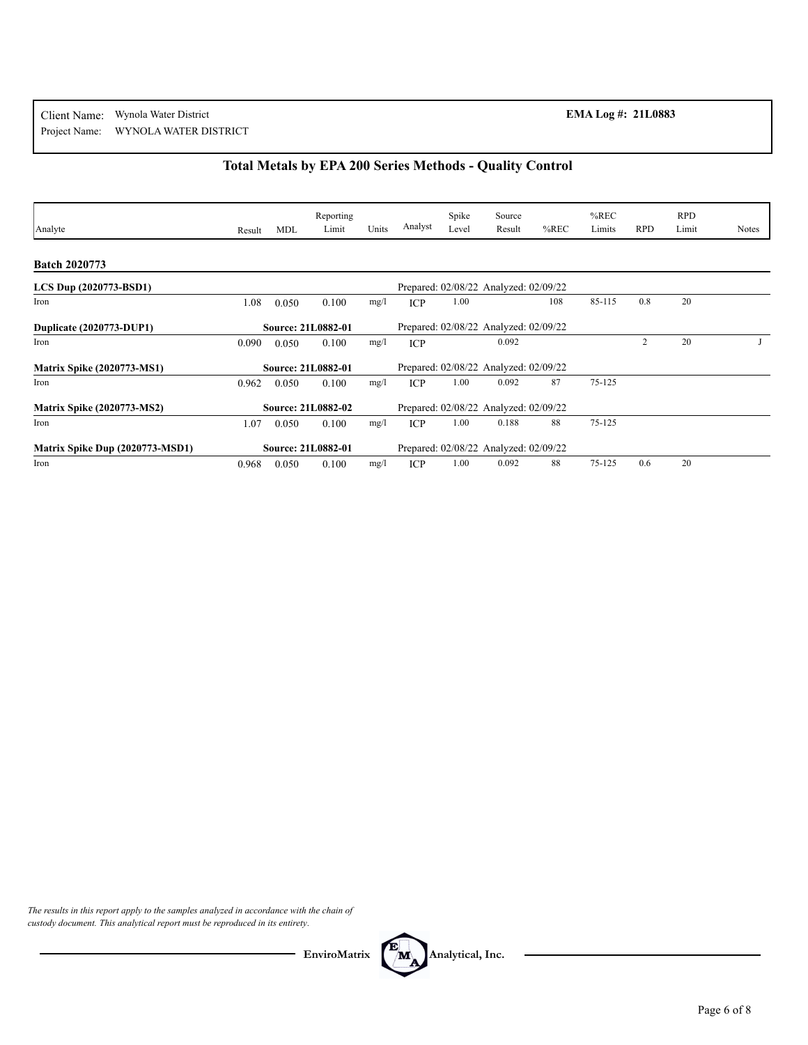Client Name: Wynola Water District

Project Name: WYNOLA WATER DISTRICT

**EMA Log #: 21L0883**

## Total Metals by EPA 200 Series Methods - Quality Control

| Analyte | Result | MDL | Reporting Limit | Units | Analyst | Spike Level | Source Result | %REC | %REC Limits | RPD | RPD Limit | Notes |
|---|---|---|---|---|---|---|---|---|---|---|---|---|
| **Batch 2020773** | | | | | | | | | | | | |
| **LCS Dup (2020773-BSD1)** | | | | | Prepared: 02/08/22 Analyzed: 02/09/22 | | | | | | | |
| Iron | 1.08 | 0.050 | 0.100 | mg/l | ICP | 1.00 | | 108 | 85-115 | 0.8 | 20 | |
| **Duplicate (2020773-DUP1)** | | **Source: 21L0882-01** | | | Prepared: 02/08/22 Analyzed: 02/09/22 | | | | | | | |
| Iron | 0.090 | 0.050 | 0.100 | mg/l | ICP | | 0.092 | | | 2 | 20 | J |
| **Matrix Spike (2020773-MS1)** | | **Source: 21L0882-01** | | | Prepared: 02/08/22 Analyzed: 02/09/22 | | | | | | | |
| Iron | 0.962 | 0.050 | 0.100 | mg/l | ICP | 1.00 | 0.092 | 87 | 75-125 | | | |
| **Matrix Spike (2020773-MS2)** | | **Source: 21L0882-02** | | | Prepared: 02/08/22 Analyzed: 02/09/22 | | | | | | | |
| Iron | 1.07 | 0.050 | 0.100 | mg/l | ICP | 1.00 | 0.188 | 88 | 75-125 | | | |
| **Matrix Spike Dup (2020773-MSD1)** | | **Source: 21L0882-01** | | | Prepared: 02/08/22 Analyzed: 02/09/22 | | | | | | | |
| Iron | 0.968 | 0.050 | 0.100 | mg/l | ICP | 1.00 | 0.092 | 88 | 75-125 | 0.6 | 20 | |

*The results in this report apply to the samples analyzed in accordance with the chain of custody document. This analytical report must be reproduced in its entirety.*

EnviroMatrix Analytical, Inc.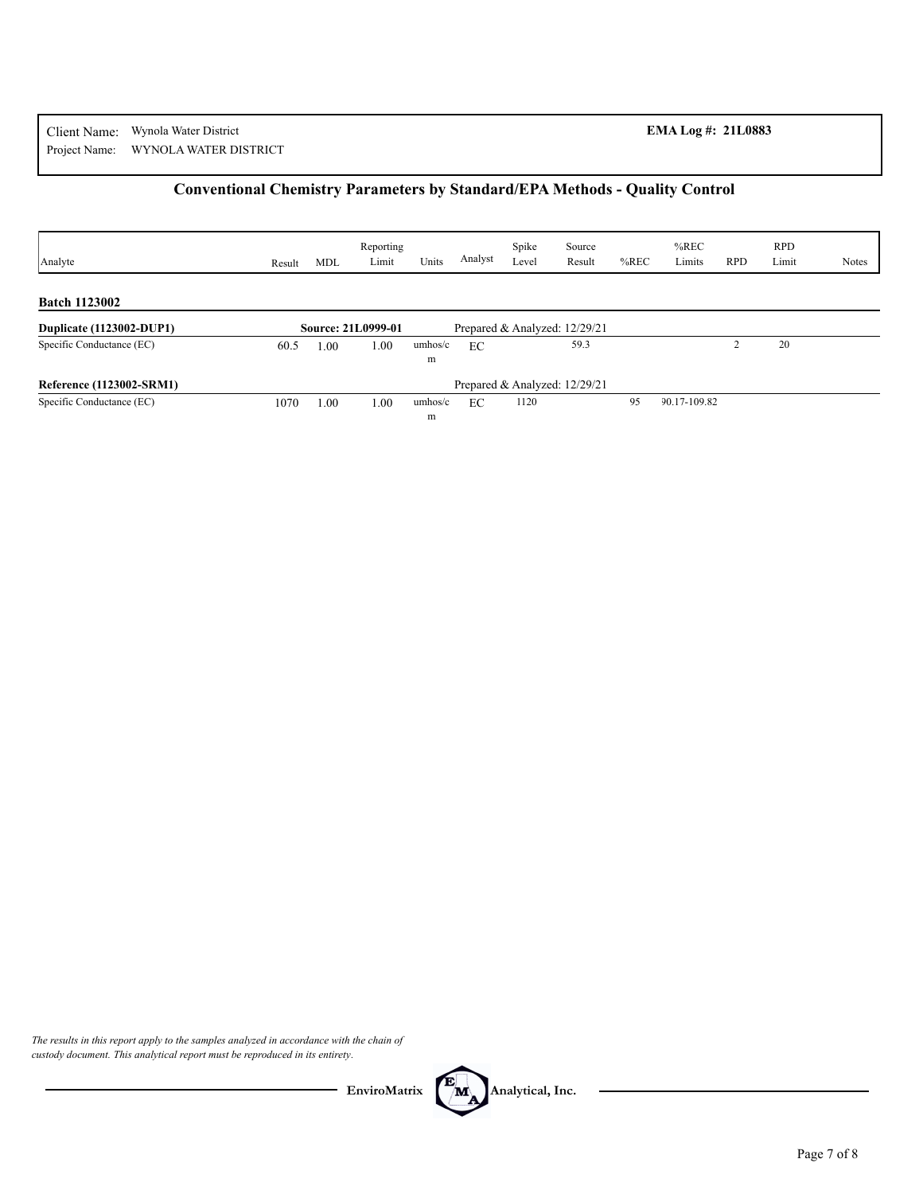Client Name: Wynola Water District
Project Name: WYNOLA WATER DISTRICT

**EMA Log #: 21L0883**

## Conventional Chemistry Parameters by Standard/EPA Methods - Quality Control

| Analyte | Result | MDL | Reporting Limit | Units | Analyst | Spike Level | Source Result | %REC | %REC Limits | RPD | RPD Limit | Notes |
|---|---|---|---|---|---|---|---|---|---|---|---|---|
| **Batch 1123002** | | | | | | | | | | | | |
| **Duplicate (1123002-DUP1)** | | **Source: 21L0999-01** | | | Prepared & Analyzed: 12/29/21 | | | | | | | |
| Specific Conductance (EC) | 60.5 | 1.00 | 1.00 | umhos/cm | EC | | 59.3 | | | 2 | 20 | |
| **Reference (1123002-SRM1)** | | | | | Prepared & Analyzed: 12/29/21 | | | | | | | |
| Specific Conductance (EC) | 1070 | 1.00 | 1.00 | umhos/cm | EC | 1120 | | 95 | 90.17-109.82 | | | |

*The results in this report apply to the samples analyzed in accordance with the chain of custody document. This analytical report must be reproduced in its entirety.*

EnviroMatrix Analytical, Inc.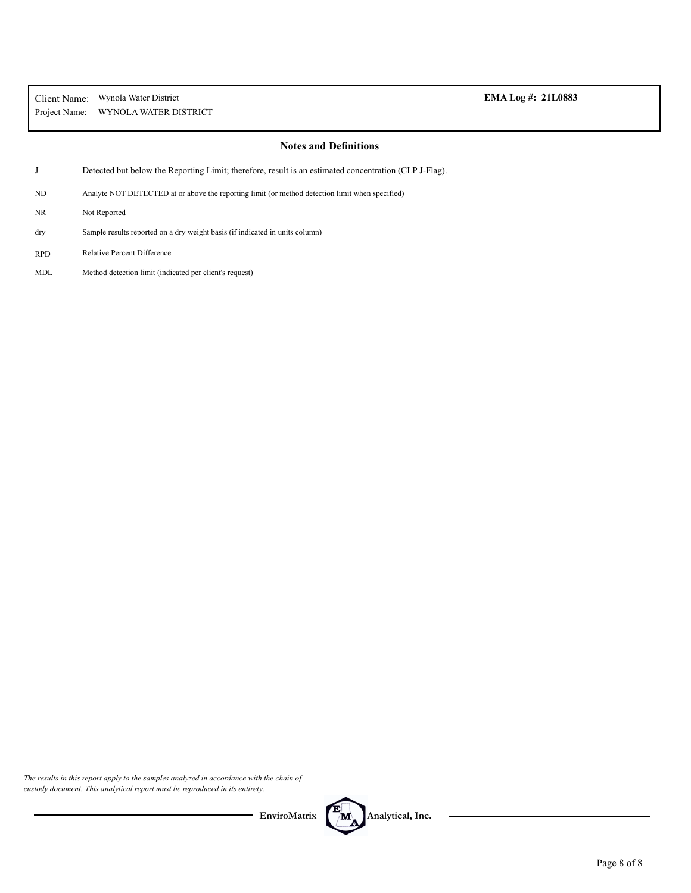Client Name: Wynola Water District

Project Name: WYNOLA WATER DISTRICT

**EMA Log #: 21L0883**

## Notes and Definitions

| | |
|---|---|
| J | Detected but below the Reporting Limit; therefore, result is an estimated concentration (CLP J-Flag). |
| ND | Analyte NOT DETECTED at or above the reporting limit (or method detection limit when specified) |
| NR | Not Reported |
| dry | Sample results reported on a dry weight basis (if indicated in units column) |
| RPD | Relative Percent Difference |
| MDL | Method detection limit (indicated per client's request) |

*The results in this report apply to the samples analyzed in accordance with the chain of custody document. This analytical report must be reproduced in its entirety.*

EnviroMatrix Analytical, Inc.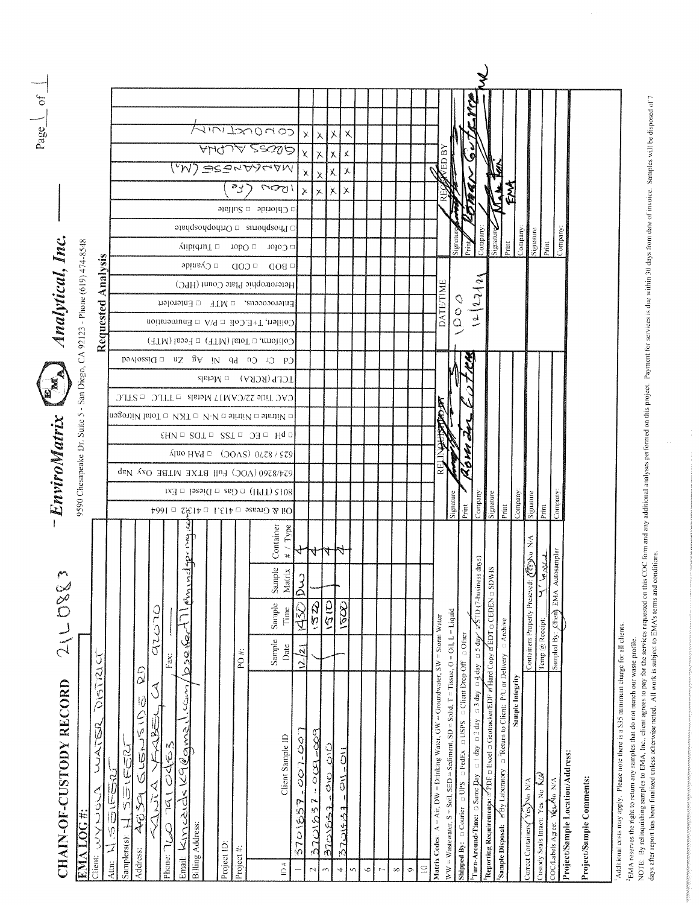# CHAIN-OF-CUSTODY RECORD 21L0883

**EnviroMatrix Analytical, Inc.**

9590 Chesapeake Dr. Suite 5 - San Diego, CA 92123 - Phone (619) 474-8548

| | |
|---|---|
| EMA LOG #: | |
| Client: | WYNOLA WATER DISTRICT |
| Attn: | H. SEIFERT |
| Samplers(s): | H. SEIFERT |
| Address: | 4039 GLENSIDE RD |
| | SANTA YSABEL CA 92070 |
| Phone: | 760 741 0463 |
| Fax: | |
| Email: | kinczicki9@gmail.com / bseifert11@mindspring.com |
| Billing Address: | |
| Project ID: | |
| Project #: | |
| PO #: | |

## Requested Analysis

| ID # | Client Sample ID | Sample Date | Sample Time | Sample Matrix | Container # / Type | Oil & Grease □ 413.1 □ 413.2 □ 1664 | 8015 (TPH) □ Gas □ Diesel □ Ext | 624/8260 (VOC) Full BTXE MTBE Oxy Nap | 625 / 8270 (SVOC) □ PAH only | □ pH □ EC □ TSS □ TDS □ NH3 | □ Nitrate □ Nitrite □ N-N □ TKN □ Total Nitrogen | CAC Title 22/CAM17 Metals □ TTLC □ STLC | TCLP (RCRA) □ Metals | Cd Cr Cu Pb Ni Ag Zn □ Dissolved | Coliform, □ Total (MTF) □ Fecal (MTF) | Colilert, T+E.Coli □ P/A □ Enumeration | Enterococcus, □ MTF □ Enterolert | Heterotrophic Plate Count (HPC) | □ BOD □ COD □ Cyanide | □ Color □ Odor □ Turbidity | □ Phosphorus □ Orthophosphate | □ Chloride □ Sulfate | IRON (Fe) | MANGANESE (Mn) | GROSS ALPHA | CONDUCTIVITY |
|---|---|---|---|---|---|---|---|---|---|---|---|---|---|---|---|---|---|---|---|---|---|---|---|---|---|---|
| 1 | 3701837-007-007 | 12/21 | 1430 | DW | 4 | | | | | | | | | | | | | | | | | | X | X | X | X |
| 2 | 3701837-009-009 | | 1520 | | 4 | | | | | | | | | | | | | | | | | | X | X | X | X |
| 3 | 3701837-010-010 | | 1510 | | 4 | | | | | | | | | | | | | | | | | | X | X | X | X |
| 4 | 3701837-011-011 | | 1500 | | 4 | | | | | | | | | | | | | | | | | | X | X | X | X |
| 5 | | | | | | | | | | | | | | | | | | | | | | | | | | |
| 6 | | | | | | | | | | | | | | | | | | | | | | | | | | |
| 7 | | | | | | | | | | | | | | | | | | | | | | | | | | |
| 8 | | | | | | | | | | | | | | | | | | | | | | | | | | |
| 9 | | | | | | | | | | | | | | | | | | | | | | | | | | |
| 10 | | | | | | | | | | | | | | | | | | | | | | | | | | |

**Matrix Codes:** A = Air, DW = Drinking Water, GW = Groundwater, SW = Storm Water
WW = Wastewater, S = Soil, SED = Sediment, SD = Solid, T = Tissue, O = Oil, L = Liquid

**Shipped By:** □ Courier □ UPS □ FedEx □ USPS □ Client Drop Off □ Other

**[1]Turn-Around-Time:** □ Same Day □ 1 day □ 2 day □ 3 day □ 4 day □ 5 day ☑ STD (7-business days)

**[1]Reporting Requirements:** ☑ PDF □ Excel □ Geotracker/EDF ☑ Hard Copy ☑ EDT □ CEDEN □ SDWIS

**[2]Sample Disposal:** ☑ By Laboratory □ [2]Return to Client: P/U or Delivery □ Archive

| RELINQUISHED BY | | DATE/TIME | RECEIVED BY | |
|---|---|---|---|---|
| Signature | (signature) | 1000 | Signature | (signature) |
| Print | Roman Gutierrez | 12/22/21 | Print | Roman Gutierrez WE |
| Company: | | | Company: | |
| Signature | | | Signature | (signature) |
| Print | | | Print | EMA |
| Company: | | | Company: | |
| Signature | | | Signature | |
| Print | | | Print | |
| Company: | | | Company: | |

**Sample Integrity**

| | |
|---|---|
| Correct Containers: Yes No N/A | Containers Properly Preserved: Yes No N/A |
| Custody Seals Intact: Yes No N/A | Temp @ Receipt: 4° Wet |
| COC/Labels Agree: Yes No N/A | Sampled By: Client EMA Autosampler |

**Project/Sample Location/Address:**

**Project/Sample Comments:**

[1]Additional costs may apply. Please note there is a $35 minimum charge for all clients.

[2]EMA reserves the right to return any samples that do not match our waste profile.

NOTE: By relinquishing samples to EMA, Inc., client agrees to pay for the services requested on this COC form and any additional analyses performed on this project. Payment for services is due within 30 days from date of invoice. Samples will be disposed of 7 days after report has been finalized unless otherwise noted. All work is subject to EMA's terms and conditions.